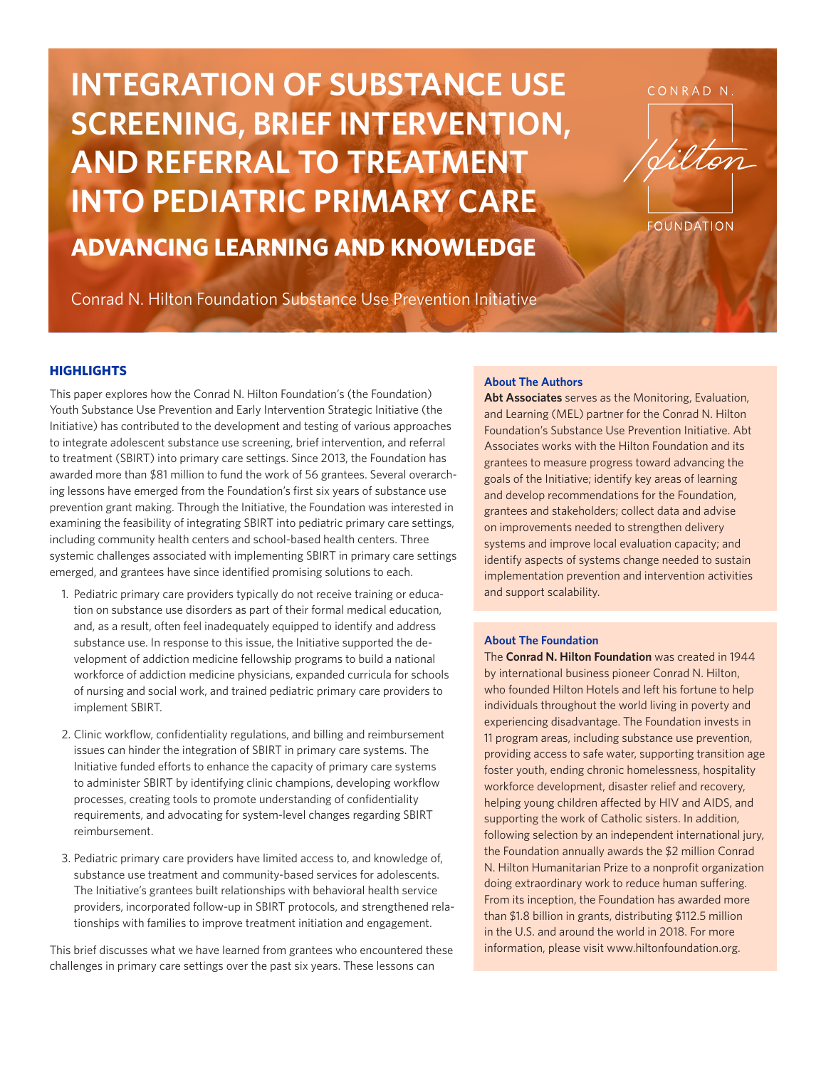# INTEGRATION OF SUBSTANCE USE SCREENING, BRIEF INTERVENTION, AND REFERRAL TO TREATMENT INTO PEDIATRIC PRIMARY CARE

## ADVANCING LEARNING AND KNOWLEDGE

Conrad N. Hilton Foundation Substance Use Prevention Initiative

CONRAD N. Hilton FOUNDATION

### HIGHLIGHTS

This paper explores how the Conrad N. Hilton Foundation's (the Foundation) Youth Substance Use Prevention and Early Intervention Strategic Initiative (the Initiative) has contributed to the development and testing of various approaches to integrate adolescent substance use screening, brief intervention, and referral to treatment (SBIRT) into primary care settings. Since 2013, the Foundation has awarded more than $81 million to fund the work of 56 grantees. Several overarching lessons have emerged from the Foundation's first six years of substance use prevention grant making. Through the Initiative, the Foundation was interested in examining the feasibility of integrating SBIRT into pediatric primary care settings, including community health centers and school-based health centers. Three systemic challenges associated with implementing SBIRT in primary care settings emerged, and grantees have since identified promising solutions to each.

1. Pediatric primary care providers typically do not receive training or education on substance use disorders as part of their formal medical education, and, as a result, often feel inadequately equipped to identify and address substance use. In response to this issue, the Initiative supported the development of addiction medicine fellowship programs to build a national workforce of addiction medicine physicians, expanded curricula for schools of nursing and social work, and trained pediatric primary care providers to implement SBIRT.

2. Clinic workflow, confidentiality regulations, and billing and reimbursement issues can hinder the integration of SBIRT in primary care systems. The Initiative funded efforts to enhance the capacity of primary care systems to administer SBIRT by identifying clinic champions, developing workflow processes, creating tools to promote understanding of confidentiality requirements, and advocating for system-level changes regarding SBIRT reimbursement.

3. Pediatric primary care providers have limited access to, and knowledge of, substance use treatment and community-based services for adolescents. The Initiative's grantees built relationships with behavioral health service providers, incorporated follow-up in SBIRT protocols, and strengthened relationships with families to improve treatment initiation and engagement.

This brief discusses what we have learned from grantees who encountered these challenges in primary care settings over the past six years. These lessons can

#### About The Authors

**Abt Associates** serves as the Monitoring, Evaluation, and Learning (MEL) partner for the Conrad N. Hilton Foundation's Substance Use Prevention Initiative. Abt Associates works with the Hilton Foundation and its grantees to measure progress toward advancing the goals of the Initiative; identify key areas of learning and develop recommendations for the Foundation, grantees and stakeholders; collect data and advise on improvements needed to strengthen delivery systems and improve local evaluation capacity; and identify aspects of systems change needed to sustain implementation prevention and intervention activities and support scalability.

#### About The Foundation

The **Conrad N. Hilton Foundation** was created in 1944 by international business pioneer Conrad N. Hilton, who founded Hilton Hotels and left his fortune to help individuals throughout the world living in poverty and experiencing disadvantage. The Foundation invests in 11 program areas, including substance use prevention, providing access to safe water, supporting transition age foster youth, ending chronic homelessness, hospitality workforce development, disaster relief and recovery, helping young children affected by HIV and AIDS, and supporting the work of Catholic sisters. In addition, following selection by an independent international jury, the Foundation annually awards the $2 million Conrad N. Hilton Humanitarian Prize to a nonprofit organization doing extraordinary work to reduce human suffering. From its inception, the Foundation has awarded more than $1.8 billion in grants, distributing $112.5 million in the U.S. and around the world in 2018. For more information, please visit www.hiltonfoundation.org.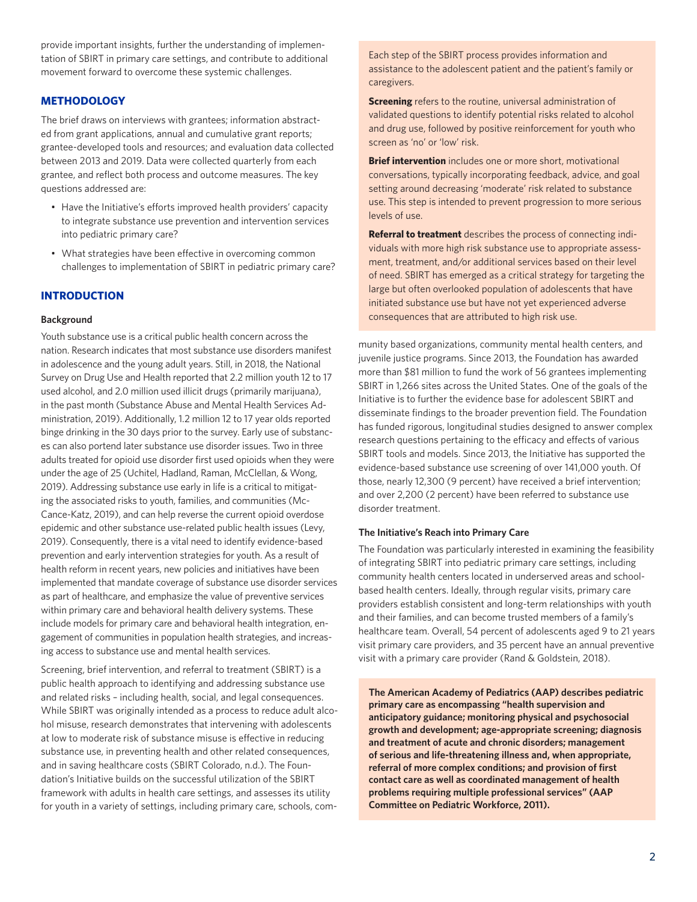provide important insights, further the understanding of implementation of SBIRT in primary care settings, and contribute to additional movement forward to overcome these systemic challenges.

## METHODOLOGY

The brief draws on interviews with grantees; information abstracted from grant applications, annual and cumulative grant reports; grantee-developed tools and resources; and evaluation data collected between 2013 and 2019. Data were collected quarterly from each grantee, and reflect both process and outcome measures. The key questions addressed are:

- Have the Initiative's efforts improved health providers' capacity to integrate substance use prevention and intervention services into pediatric primary care?
- What strategies have been effective in overcoming common challenges to implementation of SBIRT in pediatric primary care?

## INTRODUCTION

### Background

Youth substance use is a critical public health concern across the nation. Research indicates that most substance use disorders manifest in adolescence and the young adult years. Still, in 2018, the National Survey on Drug Use and Health reported that 2.2 million youth 12 to 17 used alcohol, and 2.0 million used illicit drugs (primarily marijuana), in the past month (Substance Abuse and Mental Health Services Administration, 2019). Additionally, 1.2 million 12 to 17 year olds reported binge drinking in the 30 days prior to the survey. Early use of substances can also portend later substance use disorder issues. Two in three adults treated for opioid use disorder first used opioids when they were under the age of 25 (Uchitel, Hadland, Raman, McClellan, & Wong, 2019). Addressing substance use early in life is a critical to mitigating the associated risks to youth, families, and communities (McCance-Katz, 2019), and can help reverse the current opioid overdose epidemic and other substance use-related public health issues (Levy, 2019). Consequently, there is a vital need to identify evidence-based prevention and early intervention strategies for youth. As a result of health reform in recent years, new policies and initiatives have been implemented that mandate coverage of substance use disorder services as part of healthcare, and emphasize the value of preventive services within primary care and behavioral health delivery systems. These include models for primary care and behavioral health integration, engagement of communities in population health strategies, and increasing access to substance use and mental health services.

Screening, brief intervention, and referral to treatment (SBIRT) is a public health approach to identifying and addressing substance use and related risks – including health, social, and legal consequences. While SBIRT was originally intended as a process to reduce adult alcohol misuse, research demonstrates that intervening with adolescents at low to moderate risk of substance misuse is effective in reducing substance use, in preventing health and other related consequences, and in saving healthcare costs (SBIRT Colorado, n.d.). The Foundation's Initiative builds on the successful utilization of the SBIRT framework with adults in health care settings, and assesses its utility for youth in a variety of settings, including primary care, schools, community based organizations, community mental health centers, and juvenile justice programs. Since 2013, the Foundation has awarded more than $81 million to fund the work of 56 grantees implementing SBIRT in 1,266 sites across the United States. One of the goals of the Initiative is to further the evidence base for adolescent SBIRT and disseminate findings to the broader prevention field. The Foundation has funded rigorous, longitudinal studies designed to answer complex research questions pertaining to the efficacy and effects of various SBIRT tools and models. Since 2013, the Initiative has supported the evidence-based substance use screening of over 141,000 youth. Of those, nearly 12,300 (9 percent) have received a brief intervention; and over 2,200 (2 percent) have been referred to substance use disorder treatment.

> Each step of the SBIRT process provides information and assistance to the adolescent patient and the patient's family or caregivers.
>
> **Screening** refers to the routine, universal administration of validated questions to identify potential risks related to alcohol and drug use, followed by positive reinforcement for youth who screen as 'no' or 'low' risk.
>
> **Brief intervention** includes one or more short, motivational conversations, typically incorporating feedback, advice, and goal setting around decreasing 'moderate' risk related to substance use. This step is intended to prevent progression to more serious levels of use.
>
> **Referral to treatment** describes the process of connecting individuals with more high risk substance use to appropriate assessment, treatment, and/or additional services based on their level of need. SBIRT has emerged as a critical strategy for targeting the large but often overlooked population of adolescents that have initiated substance use but have not yet experienced adverse consequences that are attributed to high risk use.

### The Initiative's Reach into Primary Care

The Foundation was particularly interested in examining the feasibility of integrating SBIRT into pediatric primary care settings, including community health centers located in underserved areas and school-based health centers. Ideally, through regular visits, primary care providers establish consistent and long-term relationships with youth and their families, and can become trusted members of a family's healthcare team. Overall, 54 percent of adolescents aged 9 to 21 years visit primary care providers, and 35 percent have an annual preventive visit with a primary care provider (Rand & Goldstein, 2018).

> **The American Academy of Pediatrics (AAP) describes pediatric primary care as encompassing "health supervision and anticipatory guidance; monitoring physical and psychosocial growth and development; age-appropriate screening; diagnosis and treatment of acute and chronic disorders; management of serious and life-threatening illness and, when appropriate, referral of more complex conditions; and provision of first contact care as well as coordinated management of health problems requiring multiple professional services" (AAP Committee on Pediatric Workforce, 2011).**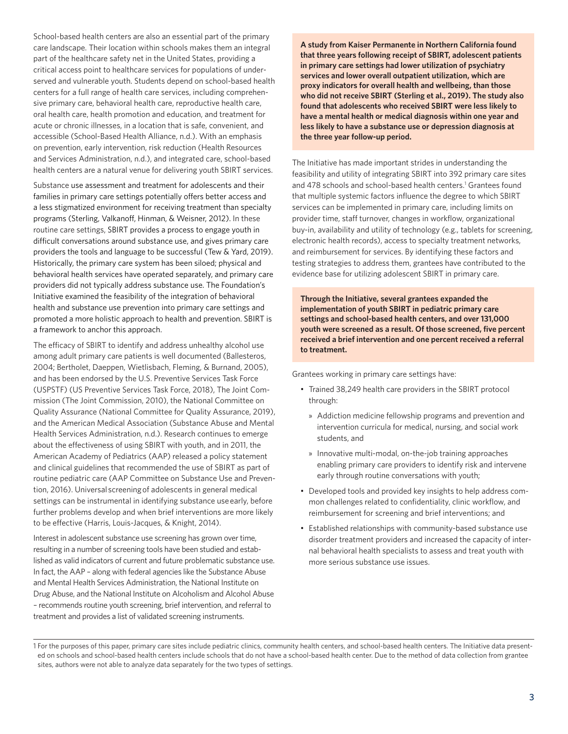School-based health centers are also an essential part of the primary care landscape. Their location within schools makes them an integral part of the healthcare safety net in the United States, providing a critical access point to healthcare services for populations of underserved and vulnerable youth. Students depend on school-based health centers for a full range of health care services, including comprehensive primary care, behavioral health care, reproductive health care, oral health care, health promotion and education, and treatment for acute or chronic illnesses, in a location that is safe, convenient, and accessible (School-Based Health Alliance, n.d.). With an emphasis on prevention, early intervention, risk reduction (Health Resources and Services Administration, n.d.), and integrated care, school-based health centers are a natural venue for delivering youth SBIRT services.

Substance use assessment and treatment for adolescents and their families in primary care settings potentially offers better access and a less stigmatized environment for receiving treatment than specialty programs (Sterling, Valkanoff, Hinman, & Weisner, 2012). In these routine care settings, SBIRT provides a process to engage youth in difficult conversations around substance use, and gives primary care providers the tools and language to be successful (Tew & Yard, 2019). Historically, the primary care system has been siloed; physical and behavioral health services have operated separately, and primary care providers did not typically address substance use. The Foundation's Initiative examined the feasibility of the integration of behavioral health and substance use prevention into primary care settings and promoted a more holistic approach to health and prevention. SBIRT is a framework to anchor this approach.

The efficacy of SBIRT to identify and address unhealthy alcohol use among adult primary care patients is well documented (Ballesteros, 2004; Bertholet, Daeppen, Wietlisbach, Fleming, & Burnand, 2005), and has been endorsed by the U.S. Preventive Services Task Force (USPSTF) (US Preventive Services Task Force, 2018), The Joint Commission (The Joint Commission, 2010), the National Committee on Quality Assurance (National Committee for Quality Assurance, 2019), and the American Medical Association (Substance Abuse and Mental Health Services Administration, n.d.). Research continues to emerge about the effectiveness of using SBIRT with youth, and in 2011, the American Academy of Pediatrics (AAP) released a policy statement and clinical guidelines that recommended the use of SBIRT as part of routine pediatric care (AAP Committee on Substance Use and Prevention, 2016). Universal screening of adolescents in general medical settings can be instrumental in identifying substance use early, before further problems develop and when brief interventions are more likely to be effective (Harris, Louis-Jacques, & Knight, 2014).

Interest in adolescent substance use screening has grown over time, resulting in a number of screening tools have been studied and established as valid indicators of current and future problematic substance use. In fact, the AAP – along with federal agencies like the Substance Abuse and Mental Health Services Administration, the National Institute on Drug Abuse, and the National Institute on Alcoholism and Alcohol Abuse – recommends routine youth screening, brief intervention, and referral to treatment and provides a list of validated screening instruments.

**A study from Kaiser Permanente in Northern California found that three years following receipt of SBIRT, adolescent patients in primary care settings had lower utilization of psychiatry services and lower overall outpatient utilization, which are proxy indicators for overall health and wellbeing, than those who did not receive SBIRT (Sterling et al., 2019). The study also found that adolescents who received SBIRT were less likely to have a mental health or medical diagnosis within one year and less likely to have a substance use or depression diagnosis at the three year follow-up period.**

The Initiative has made important strides in understanding the feasibility and utility of integrating SBIRT into 392 primary care sites and 478 schools and school-based health centers.[1] Grantees found that multiple systemic factors influence the degree to which SBIRT services can be implemented in primary care, including limits on provider time, staff turnover, changes in workflow, organizational buy-in, availability and utility of technology (e.g., tablets for screening, electronic health records), access to specialty treatment networks, and reimbursement for services. By identifying these factors and testing strategies to address them, grantees have contributed to the evidence base for utilizing adolescent SBIRT in primary care.

**Through the Initiative, several grantees expanded the implementation of youth SBIRT in pediatric primary care settings and school-based health centers, and over 131,000 youth were screened as a result. Of those screened, five percent received a brief intervention and one percent received a referral to treatment.**

Grantees working in primary care settings have:

- Trained 38,249 health care providers in the SBIRT protocol through:
  - Addiction medicine fellowship programs and prevention and intervention curricula for medical, nursing, and social work students, and
  - Innovative multi-modal, on-the-job training approaches enabling primary care providers to identify risk and intervene early through routine conversations with youth;
- Developed tools and provided key insights to help address common challenges related to confidentiality, clinic workflow, and reimbursement for screening and brief interventions; and
- Established relationships with community-based substance use disorder treatment providers and increased the capacity of internal behavioral health specialists to assess and treat youth with more serious substance use issues.

1 For the purposes of this paper, primary care sites include pediatric clinics, community health centers, and school-based health centers. The Initiative data presented on schools and school-based health centers include schools that do not have a school-based health center. Due to the method of data collection from grantee sites, authors were not able to analyze data separately for the two types of settings.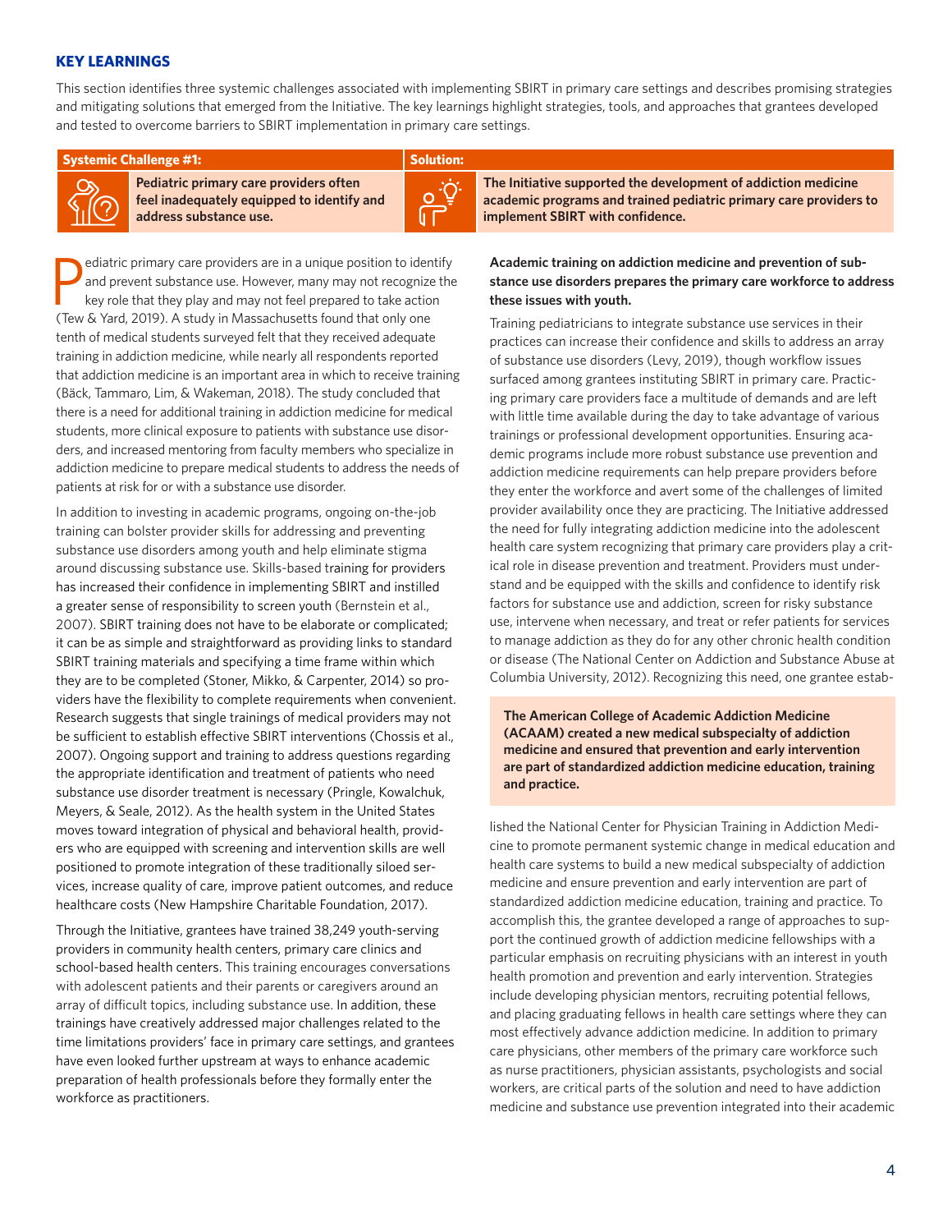## KEY LEARNINGS

This section identifies three systemic challenges associated with implementing SBIRT in primary care settings and describes promising strategies and mitigating solutions that emerged from the Initiative. The key learnings highlight strategies, tools, and approaches that grantees developed and tested to overcome barriers to SBIRT implementation in primary care settings.

| Systemic Challenge #1: | Solution: |
| --- | --- |
| **Pediatric primary care providers often feel inadequately equipped to identify and address substance use.** | **The Initiative supported the development of addiction medicine academic programs and trained pediatric primary care providers to implement SBIRT with confidence.** |

Pediatric primary care providers are in a unique position to identify and prevent substance use. However, many may not recognize the key role that they play and may not feel prepared to take action (Tew & Yard, 2019). A study in Massachusetts found that only one tenth of medical students surveyed felt that they received adequate training in addiction medicine, while nearly all respondents reported that addiction medicine is an important area in which to receive training (Bäck, Tammaro, Lim, & Wakeman, 2018). The study concluded that there is a need for additional training in addiction medicine for medical students, more clinical exposure to patients with substance use disorders, and increased mentoring from faculty members who specialize in addiction medicine to prepare medical students to address the needs of patients at risk for or with a substance use disorder.

In addition to investing in academic programs, ongoing on-the-job training can bolster provider skills for addressing and preventing substance use disorders among youth and help eliminate stigma around discussing substance use. Skills-based training for providers has increased their confidence in implementing SBIRT and instilled a greater sense of responsibility to screen youth (Bernstein et al., 2007). SBIRT training does not have to be elaborate or complicated; it can be as simple and straightforward as providing links to standard SBIRT training materials and specifying a time frame within which they are to be completed (Stoner, Mikko, & Carpenter, 2014) so providers have the flexibility to complete requirements when convenient. Research suggests that single trainings of medical providers may not be sufficient to establish effective SBIRT interventions (Chossis et al., 2007). Ongoing support and training to address questions regarding the appropriate identification and treatment of patients who need substance use disorder treatment is necessary (Pringle, Kowalchuk, Meyers, & Seale, 2012). As the health system in the United States moves toward integration of physical and behavioral health, providers who are equipped with screening and intervention skills are well positioned to promote integration of these traditionally siloed services, increase quality of care, improve patient outcomes, and reduce healthcare costs (New Hampshire Charitable Foundation, 2017).

Through the Initiative, grantees have trained 38,249 youth-serving providers in community health centers, primary care clinics and school-based health centers. This training encourages conversations with adolescent patients and their parents or caregivers around an array of difficult topics, including substance use. In addition, these trainings have creatively addressed major challenges related to the time limitations providers' face in primary care settings, and grantees have even looked further upstream at ways to enhance academic preparation of health professionals before they formally enter the workforce as practitioners.

**Academic training on addiction medicine and prevention of substance use disorders prepares the primary care workforce to address these issues with youth.**

Training pediatricians to integrate substance use services in their practices can increase their confidence and skills to address an array of substance use disorders (Levy, 2019), though workflow issues surfaced among grantees instituting SBIRT in primary care. Practicing primary care providers face a multitude of demands and are left with little time available during the day to take advantage of various trainings or professional development opportunities. Ensuring academic programs include more robust substance use prevention and addiction medicine requirements can help prepare providers before they enter the workforce and avert some of the challenges of limited provider availability once they are practicing. The Initiative addressed the need for fully integrating addiction medicine into the adolescent health care system recognizing that primary care providers play a critical role in disease prevention and treatment. Providers must understand and be equipped with the skills and confidence to identify risk factors for substance use and addiction, screen for risky substance use, intervene when necessary, and treat or refer patients for services to manage addiction as they do for any other chronic health condition or disease (The National Center on Addiction and Substance Abuse at Columbia University, 2012). Recognizing this need, one grantee established the National Center for Physician Training in Addiction Medicine to promote permanent systemic change in medical education and health care systems to build a new medical subspecialty of addiction medicine and ensure prevention and early intervention are part of standardized addiction medicine education, training and practice. To accomplish this, the grantee developed a range of approaches to support the continued growth of addiction medicine fellowships with a particular emphasis on recruiting physicians with an interest in youth health promotion and prevention and early intervention. Strategies include developing physician mentors, recruiting potential fellows, and placing graduating fellows in health care settings where they can most effectively advance addiction medicine. In addition to primary care physicians, other members of the primary care workforce such as nurse practitioners, physician assistants, psychologists and social workers, are critical parts of the solution and need to have addiction medicine and substance use prevention integrated into their academic

> **The American College of Academic Addiction Medicine (ACAAM) created a new medical subspecialty of addiction medicine and ensured that prevention and early intervention are part of standardized addiction medicine education, training and practice.**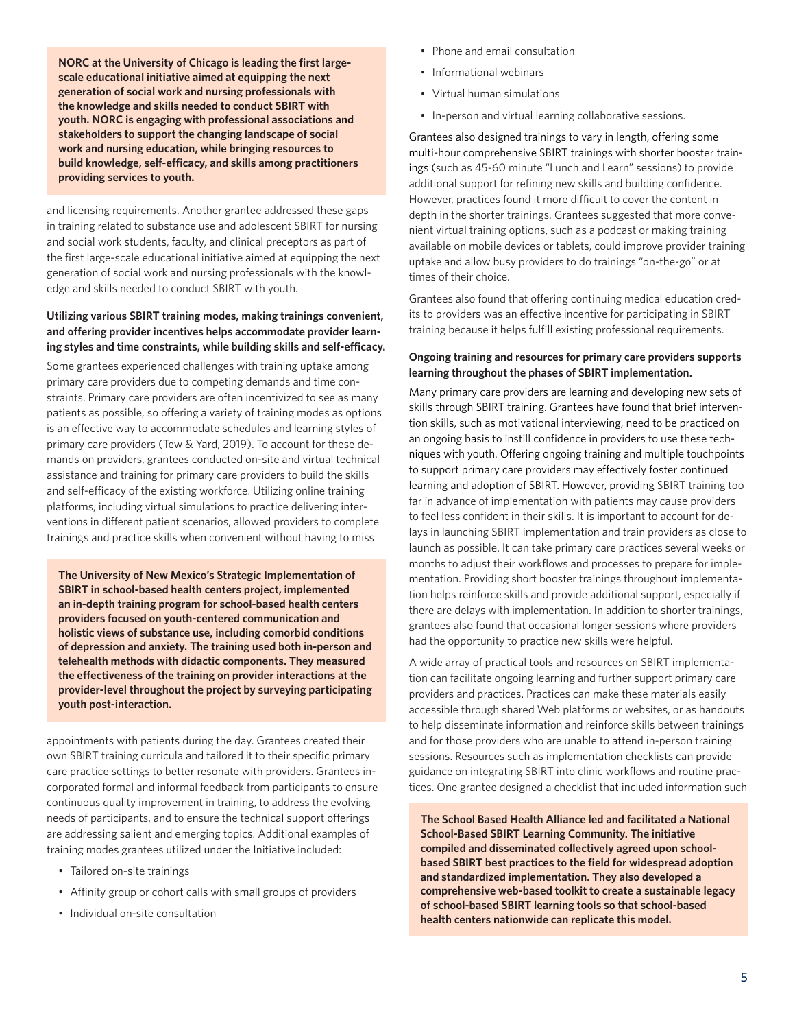**NORC at the University of Chicago is leading the first large-scale educational initiative aimed at equipping the next generation of social work and nursing professionals with the knowledge and skills needed to conduct SBIRT with youth. NORC is engaging with professional associations and stakeholders to support the changing landscape of social work and nursing education, while bringing resources to build knowledge, self-efficacy, and skills among practitioners providing services to youth.**

and licensing requirements. Another grantee addressed these gaps in training related to substance use and adolescent SBIRT for nursing and social work students, faculty, and clinical preceptors as part of the first large-scale educational initiative aimed at equipping the next generation of social work and nursing professionals with the knowledge and skills needed to conduct SBIRT with youth.

**Utilizing various SBIRT training modes, making trainings convenient, and offering provider incentives helps accommodate provider learning styles and time constraints, while building skills and self-efficacy.**

Some grantees experienced challenges with training uptake among primary care providers due to competing demands and time constraints. Primary care providers are often incentivized to see as many patients as possible, so offering a variety of training modes as options is an effective way to accommodate schedules and learning styles of primary care providers (Tew & Yard, 2019). To account for these demands on providers, grantees conducted on-site and virtual technical assistance and training for primary care providers to build the skills and self-efficacy of the existing workforce. Utilizing online training platforms, including virtual simulations to practice delivering interventions in different patient scenarios, allowed providers to complete trainings and practice skills when convenient without having to miss appointments with patients during the day. Grantees created their own SBIRT training curricula and tailored it to their specific primary care practice settings to better resonate with providers. Grantees incorporated formal and informal feedback from participants to ensure continuous quality improvement in training, to address the evolving needs of participants, and to ensure the technical support offerings are addressing salient and emerging topics. Additional examples of training modes grantees utilized under the Initiative included:

**The University of New Mexico's Strategic Implementation of SBIRT in school-based health centers project, implemented an in-depth training program for school-based health centers providers focused on youth-centered communication and holistic views of substance use, including comorbid conditions of depression and anxiety. The training used both in-person and telehealth methods with didactic components. They measured the effectiveness of the training on provider interactions at the provider-level throughout the project by surveying participating youth post-interaction.**

- Tailored on-site trainings
- Affinity group or cohort calls with small groups of providers
- Individual on-site consultation
- Phone and email consultation
- Informational webinars
- Virtual human simulations
- In-person and virtual learning collaborative sessions.

Grantees also designed trainings to vary in length, offering some multi-hour comprehensive SBIRT trainings with shorter booster trainings (such as 45-60 minute "Lunch and Learn" sessions) to provide additional support for refining new skills and building confidence. However, practices found it more difficult to cover the content in depth in the shorter trainings. Grantees suggested that more convenient virtual training options, such as a podcast or making training available on mobile devices or tablets, could improve provider training uptake and allow busy providers to do trainings "on-the-go" or at times of their choice.

Grantees also found that offering continuing medical education credits to providers was an effective incentive for participating in SBIRT training because it helps fulfill existing professional requirements.

**Ongoing training and resources for primary care providers supports learning throughout the phases of SBIRT implementation.**

Many primary care providers are learning and developing new sets of skills through SBIRT training. Grantees have found that brief intervention skills, such as motivational interviewing, need to be practiced on an ongoing basis to instill confidence in providers to use these techniques with youth. Offering ongoing training and multiple touchpoints to support primary care providers may effectively foster continued learning and adoption of SBIRT. However, providing SBIRT training too far in advance of implementation with patients may cause providers to feel less confident in their skills. It is important to account for delays in launching SBIRT implementation and train providers as close to launch as possible. It can take primary care practices several weeks or months to adjust their workflows and processes to prepare for implementation. Providing short booster trainings throughout implementation helps reinforce skills and provide additional support, especially if there are delays with implementation. In addition to shorter trainings, grantees also found that occasional longer sessions where providers had the opportunity to practice new skills were helpful.

A wide array of practical tools and resources on SBIRT implementation can facilitate ongoing learning and further support primary care providers and practices. Practices can make these materials easily accessible through shared Web platforms or websites, or as handouts to help disseminate information and reinforce skills between trainings and for those providers who are unable to attend in-person training sessions. Resources such as implementation checklists can provide guidance on integrating SBIRT into clinic workflows and routine practices. One grantee designed a checklist that included information such

**The School Based Health Alliance led and facilitated a National School-Based SBIRT Learning Community. The initiative compiled and disseminated collectively agreed upon school-based SBIRT best practices to the field for widespread adoption and standardized implementation. They also developed a comprehensive web-based toolkit to create a sustainable legacy of school-based SBIRT learning tools so that school-based health centers nationwide can replicate this model.**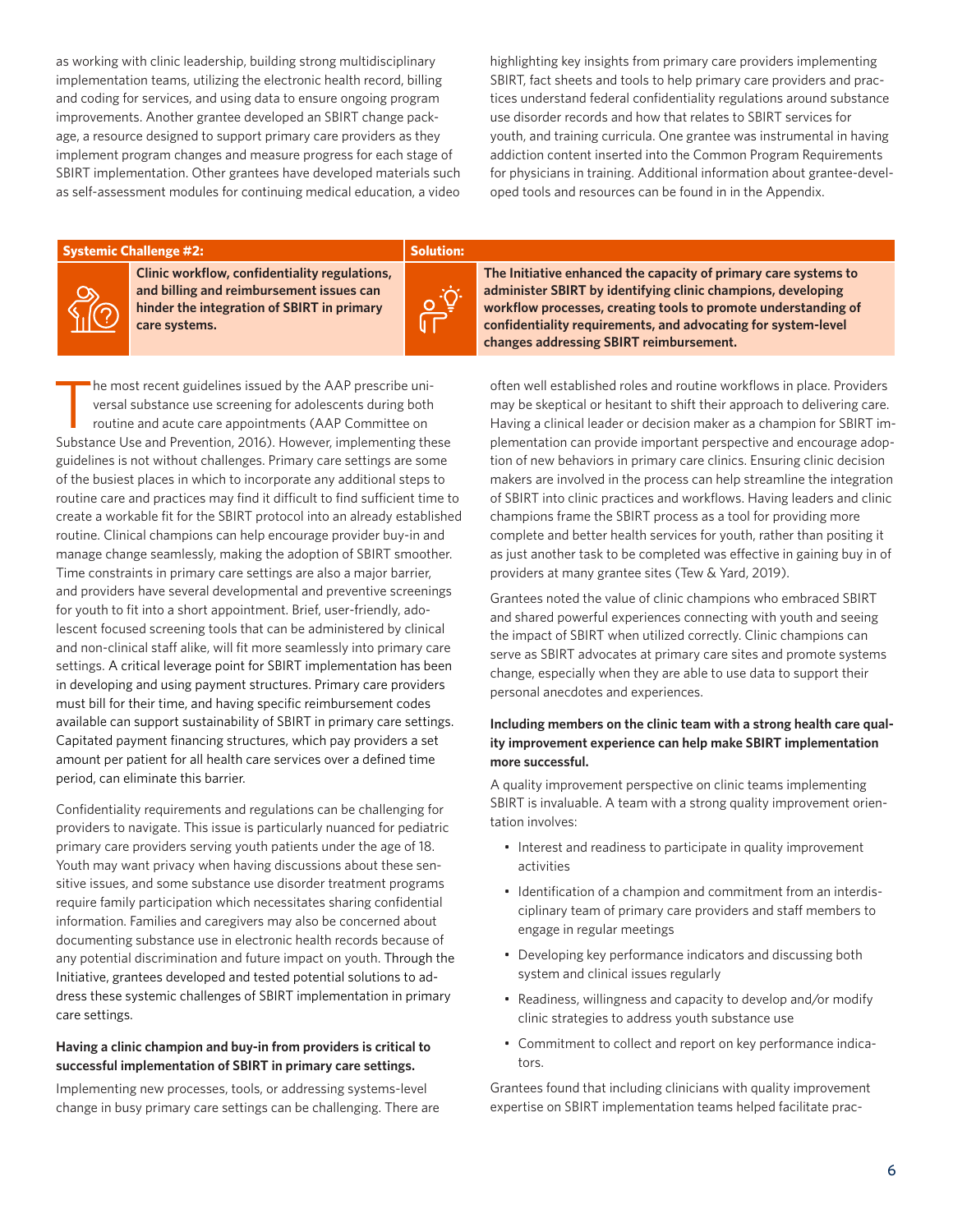as working with clinic leadership, building strong multidisciplinary implementation teams, utilizing the electronic health record, billing and coding for services, and using data to ensure ongoing program improvements. Another grantee developed an SBIRT change package, a resource designed to support primary care providers as they implement program changes and measure progress for each stage of SBIRT implementation. Other grantees have developed materials such as self-assessment modules for continuing medical education, a video highlighting key insights from primary care providers implementing SBIRT, fact sheets and tools to help primary care providers and practices understand federal confidentiality regulations around substance use disorder records and how that relates to SBIRT services for youth, and training curricula. One grantee was instrumental in having addiction content inserted into the Common Program Requirements for physicians in training. Additional information about grantee-developed tools and resources can be found in in the Appendix.

| Systemic Challenge #2: | Solution: |
|---|---|
| **Clinic workflow, confidentiality regulations, and billing and reimbursement issues can hinder the integration of SBIRT in primary care systems.** | **The Initiative enhanced the capacity of primary care systems to administer SBIRT by identifying clinic champions, developing workflow processes, creating tools to promote understanding of confidentiality requirements, and advocating for system-level changes addressing SBIRT reimbursement.** |

The most recent guidelines issued by the AAP prescribe universal substance use screening for adolescents during both routine and acute care appointments (AAP Committee on Substance Use and Prevention, 2016). However, implementing these guidelines is not without challenges. Primary care settings are some of the busiest places in which to incorporate any additional steps to routine care and practices may find it difficult to find sufficient time to create a workable fit for the SBIRT protocol into an already established routine. Clinical champions can help encourage provider buy-in and manage change seamlessly, making the adoption of SBIRT smoother. Time constraints in primary care settings are also a major barrier, and providers have several developmental and preventive screenings for youth to fit into a short appointment. Brief, user-friendly, adolescent focused screening tools that can be administered by clinical and non-clinical staff alike, will fit more seamlessly into primary care settings. A critical leverage point for SBIRT implementation has been in developing and using payment structures. Primary care providers must bill for their time, and having specific reimbursement codes available can support sustainability of SBIRT in primary care settings. Capitated payment financing structures, which pay providers a set amount per patient for all health care services over a defined time period, can eliminate this barrier.

Confidentiality requirements and regulations can be challenging for providers to navigate. This issue is particularly nuanced for pediatric primary care providers serving youth patients under the age of 18. Youth may want privacy when having discussions about these sensitive issues, and some substance use disorder treatment programs require family participation which necessitates sharing confidential information. Families and caregivers may also be concerned about documenting substance use in electronic health records because of any potential discrimination and future impact on youth. Through the Initiative, grantees developed and tested potential solutions to address these systemic challenges of SBIRT implementation in primary care settings.

**Having a clinic champion and buy-in from providers is critical to successful implementation of SBIRT in primary care settings.**

Implementing new processes, tools, or addressing systems-level change in busy primary care settings can be challenging. There are often well established roles and routine workflows in place. Providers may be skeptical or hesitant to shift their approach to delivering care. Having a clinical leader or decision maker as a champion for SBIRT implementation can provide important perspective and encourage adoption of new behaviors in primary care clinics. Ensuring clinic decision makers are involved in the process can help streamline the integration of SBIRT into clinic practices and workflows. Having leaders and clinic champions frame the SBIRT process as a tool for providing more complete and better health services for youth, rather than positing it as just another task to be completed was effective in gaining buy in of providers at many grantee sites (Tew & Yard, 2019).

Grantees noted the value of clinic champions who embraced SBIRT and shared powerful experiences connecting with youth and seeing the impact of SBIRT when utilized correctly. Clinic champions can serve as SBIRT advocates at primary care sites and promote systems change, especially when they are able to use data to support their personal anecdotes and experiences.

**Including members on the clinic team with a strong health care quality improvement experience can help make SBIRT implementation more successful.**

A quality improvement perspective on clinic teams implementing SBIRT is invaluable. A team with a strong quality improvement orientation involves:

- Interest and readiness to participate in quality improvement activities
- Identification of a champion and commitment from an interdisciplinary team of primary care providers and staff members to engage in regular meetings
- Developing key performance indicators and discussing both system and clinical issues regularly
- Readiness, willingness and capacity to develop and/or modify clinic strategies to address youth substance use
- Commitment to collect and report on key performance indicators.

Grantees found that including clinicians with quality improvement expertise on SBIRT implementation teams helped facilitate prac-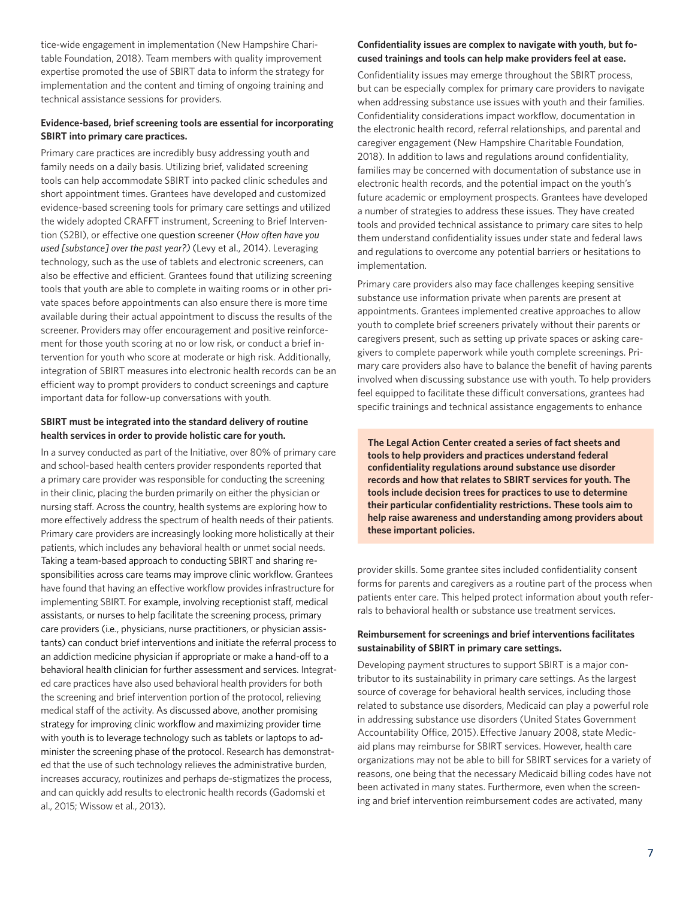tice-wide engagement in implementation (New Hampshire Charitable Foundation, 2018). Team members with quality improvement expertise promoted the use of SBIRT data to inform the strategy for implementation and the content and timing of ongoing training and technical assistance sessions for providers.

**Evidence-based, brief screening tools are essential for incorporating SBIRT into primary care practices.**

Primary care practices are incredibly busy addressing youth and family needs on a daily basis. Utilizing brief, validated screening tools can help accommodate SBIRT into packed clinic schedules and short appointment times. Grantees have developed and customized evidence-based screening tools for primary care settings and utilized the widely adopted CRAFFT instrument, Screening to Brief Intervention (S2BI), or effective one question screener (*How often have you used [substance] over the past year?)* (Levy et al., 2014). Leveraging technology, such as the use of tablets and electronic screeners, can also be effective and efficient. Grantees found that utilizing screening tools that youth are able to complete in waiting rooms or in other private spaces before appointments can also ensure there is more time available during their actual appointment to discuss the results of the screener. Providers may offer encouragement and positive reinforcement for those youth scoring at no or low risk, or conduct a brief intervention for youth who score at moderate or high risk. Additionally, integration of SBIRT measures into electronic health records can be an efficient way to prompt providers to conduct screenings and capture important data for follow-up conversations with youth.

**SBIRT must be integrated into the standard delivery of routine health services in order to provide holistic care for youth.**

In a survey conducted as part of the Initiative, over 80% of primary care and school-based health centers provider respondents reported that a primary care provider was responsible for conducting the screening in their clinic, placing the burden primarily on either the physician or nursing staff. Across the country, health systems are exploring how to more effectively address the spectrum of health needs of their patients. Primary care providers are increasingly looking more holistically at their patients, which includes any behavioral health or unmet social needs. Taking a team-based approach to conducting SBIRT and sharing responsibilities across care teams may improve clinic workflow. Grantees have found that having an effective workflow provides infrastructure for implementing SBIRT. For example, involving receptionist staff, medical assistants, or nurses to help facilitate the screening process, primary care providers (i.e., physicians, nurse practitioners, or physician assistants) can conduct brief interventions and initiate the referral process to an addiction medicine physician if appropriate or make a hand-off to a behavioral health clinician for further assessment and services. Integrated care practices have also used behavioral health providers for both the screening and brief intervention portion of the protocol, relieving medical staff of the activity. As discussed above, another promising strategy for improving clinic workflow and maximizing provider time with youth is to leverage technology such as tablets or laptops to administer the screening phase of the protocol. Research has demonstrated that the use of such technology relieves the administrative burden, increases accuracy, routinizes and perhaps de-stigmatizes the process, and can quickly add results to electronic health records (Gadomski et al., 2015; Wissow et al., 2013).

**Confidentiality issues are complex to navigate with youth, but focused trainings and tools can help make providers feel at ease.**

Confidentiality issues may emerge throughout the SBIRT process, but can be especially complex for primary care providers to navigate when addressing substance use issues with youth and their families. Confidentiality considerations impact workflow, documentation in the electronic health record, referral relationships, and parental and caregiver engagement (New Hampshire Charitable Foundation, 2018). In addition to laws and regulations around confidentiality, families may be concerned with documentation of substance use in electronic health records, and the potential impact on the youth's future academic or employment prospects. Grantees have developed a number of strategies to address these issues. They have created tools and provided technical assistance to primary care sites to help them understand confidentiality issues under state and federal laws and regulations to overcome any potential barriers or hesitations to implementation.

Primary care providers also may face challenges keeping sensitive substance use information private when parents are present at appointments. Grantees implemented creative approaches to allow youth to complete brief screeners privately without their parents or caregivers present, such as setting up private spaces or asking caregivers to complete paperwork while youth complete screenings. Primary care providers also have to balance the benefit of having parents involved when discussing substance use with youth. To help providers feel equipped to facilitate these difficult conversations, grantees had specific trainings and technical assistance engagements to enhance provider skills. Some grantee sites included confidentiality consent forms for parents and caregivers as a routine part of the process when patients enter care. This helped protect information about youth referrals to behavioral health or substance use treatment services.

**The Legal Action Center created a series of fact sheets and tools to help providers and practices understand federal confidentiality regulations around substance use disorder records and how that relates to SBIRT services for youth. The tools include decision trees for practices to use to determine their particular confidentiality restrictions. These tools aim to help raise awareness and understanding among providers about these important policies.**

**Reimbursement for screenings and brief interventions facilitates sustainability of SBIRT in primary care settings.**

Developing payment structures to support SBIRT is a major contributor to its sustainability in primary care settings. As the largest source of coverage for behavioral health services, including those related to substance use disorders, Medicaid can play a powerful role in addressing substance use disorders (United States Government Accountability Office, 2015). Effective January 2008, state Medicaid plans may reimburse for SBIRT services. However, health care organizations may not be able to bill for SBIRT services for a variety of reasons, one being that the necessary Medicaid billing codes have not been activated in many states. Furthermore, even when the screening and brief intervention reimbursement codes are activated, many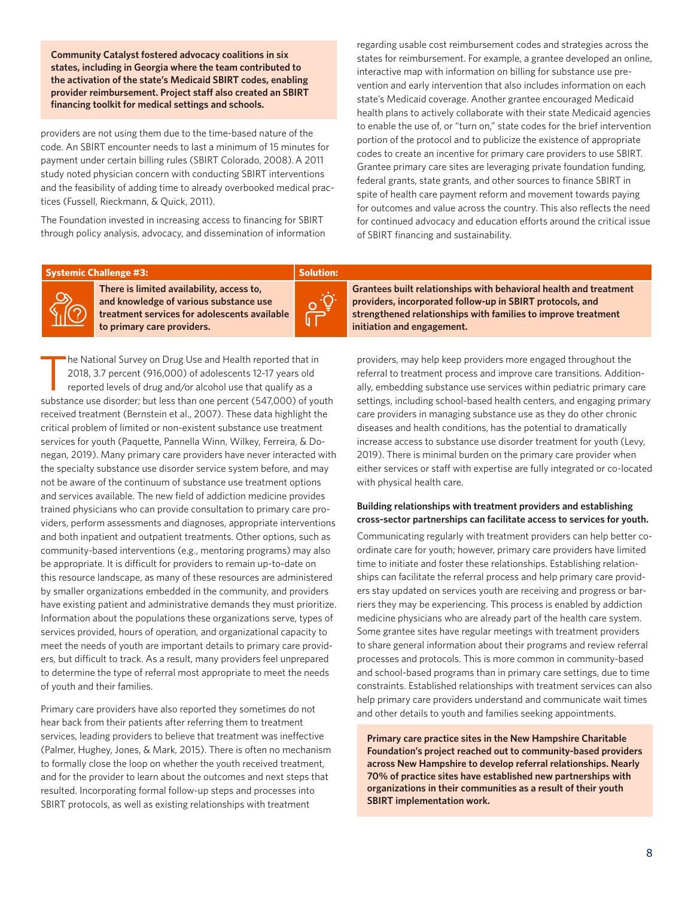**Community Catalyst fostered advocacy coalitions in six states, including in Georgia where the team contributed to the activation of the state's Medicaid SBIRT codes, enabling provider reimbursement. Project staff also created an SBIRT financing toolkit for medical settings and schools.**

providers are not using them due to the time-based nature of the code. An SBIRT encounter needs to last a minimum of 15 minutes for payment under certain billing rules (SBIRT Colorado, 2008). A 2011 study noted physician concern with conducting SBIRT interventions and the feasibility of adding time to already overbooked medical practices (Fussell, Rieckmann, & Quick, 2011).

The Foundation invested in increasing access to financing for SBIRT through policy analysis, advocacy, and dissemination of information regarding usable cost reimbursement codes and strategies across the states for reimbursement. For example, a grantee developed an online, interactive map with information on billing for substance use prevention and early intervention that also includes information on each state's Medicaid coverage. Another grantee encouraged Medicaid health plans to actively collaborate with their state Medicaid agencies to enable the use of, or "turn on," state codes for the brief intervention portion of the protocol and to publicize the existence of appropriate codes to create an incentive for primary care providers to use SBIRT. Grantee primary care sites are leveraging private foundation funding, federal grants, state grants, and other sources to finance SBIRT in spite of health care payment reform and movement towards paying for outcomes and value across the country. This also reflects the need for continued advocacy and education efforts around the critical issue of SBIRT financing and sustainability.

| Systemic Challenge #3: | Solution: |
| --- | --- |
| **There is limited availability, access to, and knowledge of various substance use treatment services for adolescents available to primary care providers.** | **Grantees built relationships with behavioral health and treatment providers, incorporated follow-up in SBIRT protocols, and strengthened relationships with families to improve treatment initiation and engagement.** |

The National Survey on Drug Use and Health reported that in 2018, 3.7 percent (916,000) of adolescents 12-17 years old reported levels of drug and/or alcohol use that qualify as a substance use disorder; but less than one percent (547,000) of youth received treatment (Bernstein et al., 2007). These data highlight the critical problem of limited or non-existent substance use treatment services for youth (Paquette, Pannella Winn, Wilkey, Ferreira, & Donegan, 2019). Many primary care providers have never interacted with the specialty substance use disorder service system before, and may not be aware of the continuum of substance use treatment options and services available. The new field of addiction medicine provides trained physicians who can provide consultation to primary care providers, perform assessments and diagnoses, appropriate interventions and both inpatient and outpatient treatments. Other options, such as community-based interventions (e.g., mentoring programs) may also be appropriate. It is difficult for providers to remain up-to-date on this resource landscape, as many of these resources are administered by smaller organizations embedded in the community, and providers have existing patient and administrative demands they must prioritize. Information about the populations these organizations serve, types of services provided, hours of operation, and organizational capacity to meet the needs of youth are important details to primary care providers, but difficult to track. As a result, many providers feel unprepared to determine the type of referral most appropriate to meet the needs of youth and their families.

Primary care providers have also reported they sometimes do not hear back from their patients after referring them to treatment services, leading providers to believe that treatment was ineffective (Palmer, Hughey, Jones, & Mark, 2015). There is often no mechanism to formally close the loop on whether the youth received treatment, and for the provider to learn about the outcomes and next steps that resulted. Incorporating formal follow-up steps and processes into SBIRT protocols, as well as existing relationships with treatment providers, may help keep providers more engaged throughout the referral to treatment process and improve care transitions. Additionally, embedding substance use services within pediatric primary care settings, including school-based health centers, and engaging primary care providers in managing substance use as they do other chronic diseases and health conditions, has the potential to dramatically increase access to substance use disorder treatment for youth (Levy, 2019). There is minimal burden on the primary care provider when either services or staff with expertise are fully integrated or co-located with physical health care.

#### Building relationships with treatment providers and establishing cross-sector partnerships can facilitate access to services for youth.

Communicating regularly with treatment providers can help better coordinate care for youth; however, primary care providers have limited time to initiate and foster these relationships. Establishing relationships can facilitate the referral process and help primary care providers stay updated on services youth are receiving and progress or barriers they may be experiencing. This process is enabled by addiction medicine physicians who are already part of the health care system. Some grantee sites have regular meetings with treatment providers to share general information about their programs and review referral processes and protocols. This is more common in community-based and school-based programs than in primary care settings, due to time constraints. Established relationships with treatment services can also help primary care providers understand and communicate wait times and other details to youth and families seeking appointments.

**Primary care practice sites in the New Hampshire Charitable Foundation's project reached out to community-based providers across New Hampshire to develop referral relationships. Nearly 70% of practice sites have established new partnerships with organizations in their communities as a result of their youth SBIRT implementation work.**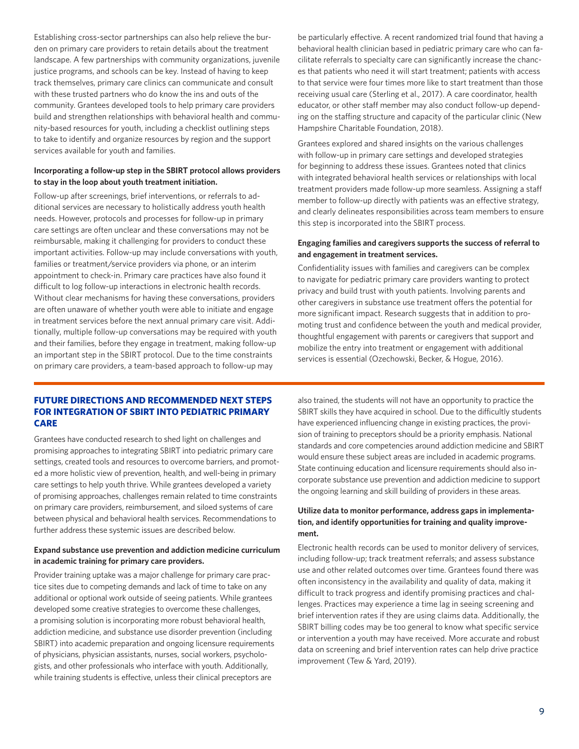Establishing cross-sector partnerships can also help relieve the burden on primary care providers to retain details about the treatment landscape. A few partnerships with community organizations, juvenile justice programs, and schools can be key. Instead of having to keep track themselves, primary care clinics can communicate and consult with these trusted partners who do know the ins and outs of the community. Grantees developed tools to help primary care providers build and strengthen relationships with behavioral health and community-based resources for youth, including a checklist outlining steps to take to identify and organize resources by region and the support services available for youth and families.

**Incorporating a follow-up step in the SBIRT protocol allows providers to stay in the loop about youth treatment initiation.**

Follow-up after screenings, brief interventions, or referrals to additional services are necessary to holistically address youth health needs. However, protocols and processes for follow-up in primary care settings are often unclear and these conversations may not be reimbursable, making it challenging for providers to conduct these important activities. Follow-up may include conversations with youth, families or treatment/service providers via phone, or an interim appointment to check-in. Primary care practices have also found it difficult to log follow-up interactions in electronic health records. Without clear mechanisms for having these conversations, providers are often unaware of whether youth were able to initiate and engage in treatment services before the next annual primary care visit. Additionally, multiple follow-up conversations may be required with youth and their families, before they engage in treatment, making follow-up an important step in the SBIRT protocol. Due to the time constraints on primary care providers, a team-based approach to follow-up may be particularly effective. A recent randomized trial found that having a behavioral health clinician based in pediatric primary care who can facilitate referrals to specialty care can significantly increase the chances that patients who need it will start treatment; patients with access to that service were four times more like to start treatment than those receiving usual care (Sterling et al., 2017). A care coordinator, health educator, or other staff member may also conduct follow-up depending on the staffing structure and capacity of the particular clinic (New Hampshire Charitable Foundation, 2018).

Grantees explored and shared insights on the various challenges with follow-up in primary care settings and developed strategies for beginning to address these issues. Grantees noted that clinics with integrated behavioral health services or relationships with local treatment providers made follow-up more seamless. Assigning a staff member to follow-up directly with patients was an effective strategy, and clearly delineates responsibilities across team members to ensure this step is incorporated into the SBIRT process.

**Engaging families and caregivers supports the success of referral to and engagement in treatment services.**

Confidentiality issues with families and caregivers can be complex to navigate for pediatric primary care providers wanting to protect privacy and build trust with youth patients. Involving parents and other caregivers in substance use treatment offers the potential for more significant impact. Research suggests that in addition to promoting trust and confidence between the youth and medical provider, thoughtful engagement with parents or caregivers that support and mobilize the entry into treatment or engagement with additional services is essential (Ozechowski, Becker, & Hogue, 2016).

## FUTURE DIRECTIONS AND RECOMMENDED NEXT STEPS FOR INTEGRATION OF SBIRT INTO PEDIATRIC PRIMARY CARE

Grantees have conducted research to shed light on challenges and promising approaches to integrating SBIRT into pediatric primary care settings, created tools and resources to overcome barriers, and promoted a more holistic view of prevention, health, and well-being in primary care settings to help youth thrive. While grantees developed a variety of promising approaches, challenges remain related to time constraints on primary care providers, reimbursement, and siloed systems of care between physical and behavioral health services. Recommendations to further address these systemic issues are described below.

**Expand substance use prevention and addiction medicine curriculum in academic training for primary care providers.**

Provider training uptake was a major challenge for primary care practice sites due to competing demands and lack of time to take on any additional or optional work outside of seeing patients. While grantees developed some creative strategies to overcome these challenges, a promising solution is incorporating more robust behavioral health, addiction medicine, and substance use disorder prevention (including SBIRT) into academic preparation and ongoing licensure requirements of physicians, physician assistants, nurses, social workers, psychologists, and other professionals who interface with youth. Additionally, while training students is effective, unless their clinical preceptors are also trained, the students will not have an opportunity to practice the SBIRT skills they have acquired in school. Due to the difficultly students have experienced influencing change in existing practices, the provision of training to preceptors should be a priority emphasis. National standards and core competencies around addiction medicine and SBIRT would ensure these subject areas are included in academic programs. State continuing education and licensure requirements should also incorporate substance use prevention and addiction medicine to support the ongoing learning and skill building of providers in these areas.

**Utilize data to monitor performance, address gaps in implementation, and identify opportunities for training and quality improvement.**

Electronic health records can be used to monitor delivery of services, including follow-up; track treatment referrals; and assess substance use and other related outcomes over time. Grantees found there was often inconsistency in the availability and quality of data, making it difficult to track progress and identify promising practices and challenges. Practices may experience a time lag in seeing screening and brief intervention rates if they are using claims data. Additionally, the SBIRT billing codes may be too general to know what specific service or intervention a youth may have received. More accurate and robust data on screening and brief intervention rates can help drive practice improvement (Tew & Yard, 2019).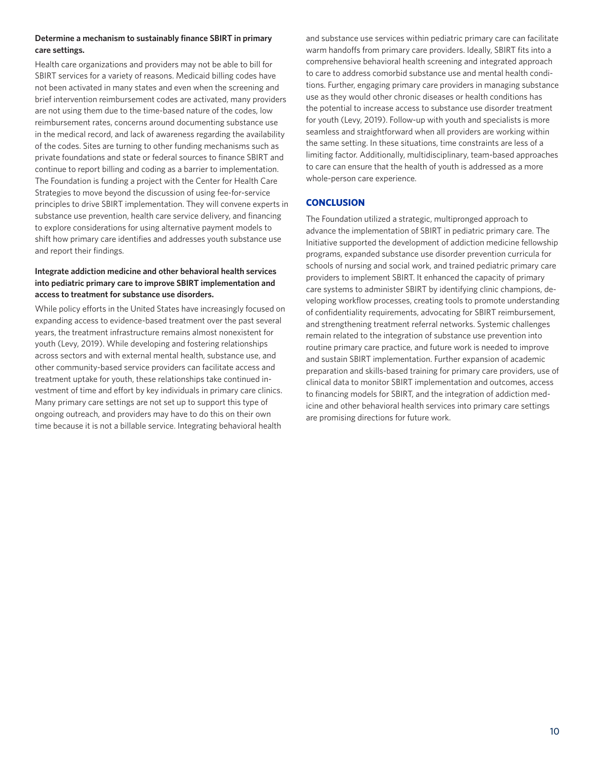**Determine a mechanism to sustainably finance SBIRT in primary care settings.**

Health care organizations and providers may not be able to bill for SBIRT services for a variety of reasons. Medicaid billing codes have not been activated in many states and even when the screening and brief intervention reimbursement codes are activated, many providers are not using them due to the time-based nature of the codes, low reimbursement rates, concerns around documenting substance use in the medical record, and lack of awareness regarding the availability of the codes. Sites are turning to other funding mechanisms such as private foundations and state or federal sources to finance SBIRT and continue to report billing and coding as a barrier to implementation. The Foundation is funding a project with the Center for Health Care Strategies to move beyond the discussion of using fee-for-service principles to drive SBIRT implementation. They will convene experts in substance use prevention, health care service delivery, and financing to explore considerations for using alternative payment models to shift how primary care identifies and addresses youth substance use and report their findings.

**Integrate addiction medicine and other behavioral health services into pediatric primary care to improve SBIRT implementation and access to treatment for substance use disorders.**

While policy efforts in the United States have increasingly focused on expanding access to evidence-based treatment over the past several years, the treatment infrastructure remains almost nonexistent for youth (Levy, 2019). While developing and fostering relationships across sectors and with external mental health, substance use, and other community-based service providers can facilitate access and treatment uptake for youth, these relationships take continued investment of time and effort by key individuals in primary care clinics. Many primary care settings are not set up to support this type of ongoing outreach, and providers may have to do this on their own time because it is not a billable service. Integrating behavioral health and substance use services within pediatric primary care can facilitate warm handoffs from primary care providers. Ideally, SBIRT fits into a comprehensive behavioral health screening and integrated approach to care to address comorbid substance use and mental health conditions. Further, engaging primary care providers in managing substance use as they would other chronic diseases or health conditions has the potential to increase access to substance use disorder treatment for youth (Levy, 2019). Follow-up with youth and specialists is more seamless and straightforward when all providers are working within the same setting. In these situations, time constraints are less of a limiting factor. Additionally, multidisciplinary, team-based approaches to care can ensure that the health of youth is addressed as a more whole-person care experience.

## CONCLUSION

The Foundation utilized a strategic, multipronged approach to advance the implementation of SBIRT in pediatric primary care. The Initiative supported the development of addiction medicine fellowship programs, expanded substance use disorder prevention curricula for schools of nursing and social work, and trained pediatric primary care providers to implement SBIRT. It enhanced the capacity of primary care systems to administer SBIRT by identifying clinic champions, developing workflow processes, creating tools to promote understanding of confidentiality requirements, advocating for SBIRT reimbursement, and strengthening treatment referral networks. Systemic challenges remain related to the integration of substance use prevention into routine primary care practice, and future work is needed to improve and sustain SBIRT implementation. Further expansion of academic preparation and skills-based training for primary care providers, use of clinical data to monitor SBIRT implementation and outcomes, access to financing models for SBIRT, and the integration of addiction medicine and other behavioral health services into primary care settings are promising directions for future work.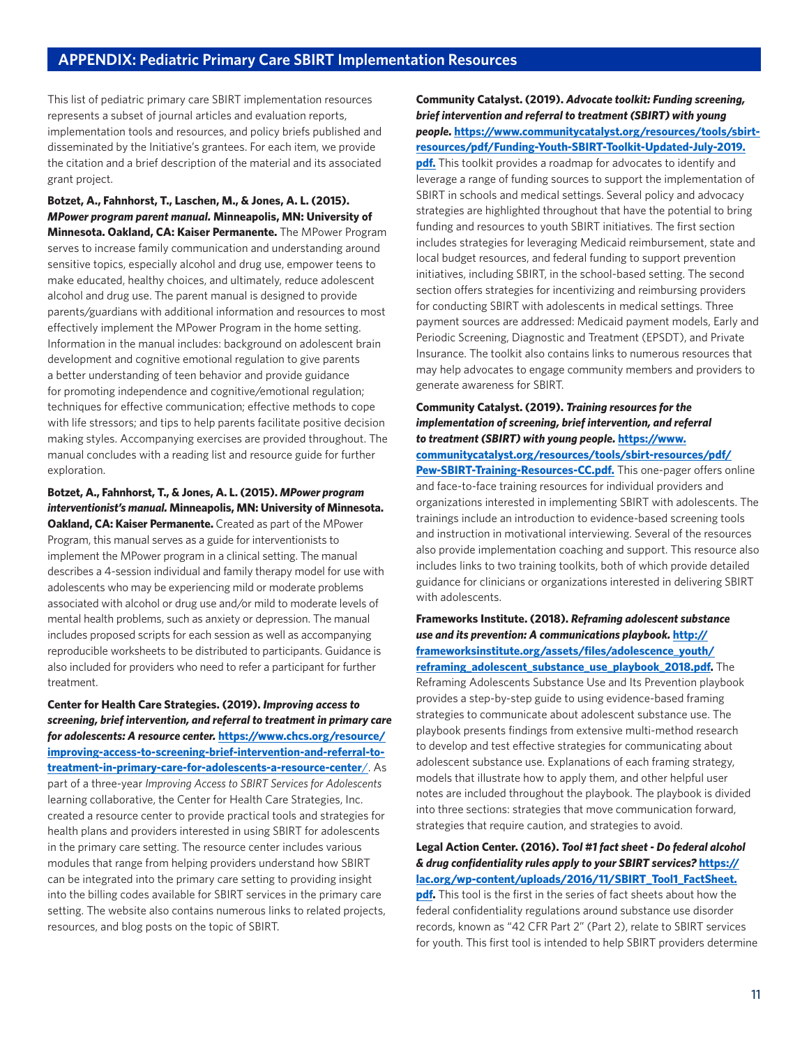## APPENDIX: Pediatric Primary Care SBIRT Implementation Resources

This list of pediatric primary care SBIRT implementation resources represents a subset of journal articles and evaluation reports, implementation tools and resources, and policy briefs published and disseminated by the Initiative's grantees. For each item, we provide the citation and a brief description of the material and its associated grant project.

**Botzet, A., Fahnhorst, T., Laschen, M., & Jones, A. L. (2015). *MPower program parent manual.* Minneapolis, MN: University of Minnesota. Oakland, CA: Kaiser Permanente.** The MPower Program serves to increase family communication and understanding around sensitive topics, especially alcohol and drug use, empower teens to make educated, healthy choices, and ultimately, reduce adolescent alcohol and drug use. The parent manual is designed to provide parents/guardians with additional information and resources to most effectively implement the MPower Program in the home setting. Information in the manual includes: background on adolescent brain development and cognitive emotional regulation to give parents a better understanding of teen behavior and provide guidance for promoting independence and cognitive/emotional regulation; techniques for effective communication; effective methods to cope with life stressors; and tips to help parents facilitate positive decision making styles. Accompanying exercises are provided throughout. The manual concludes with a reading list and resource guide for further exploration.

**Botzet, A., Fahnhorst, T., & Jones, A. L. (2015). *MPower program interventionist's manual.* Minneapolis, MN: University of Minnesota. Oakland, CA: Kaiser Permanente.** Created as part of the MPower Program, this manual serves as a guide for interventionists to implement the MPower program in a clinical setting. The manual describes a 4-session individual and family therapy model for use with adolescents who may be experiencing mild or moderate problems associated with alcohol or drug use and/or mild to moderate levels of mental health problems, such as anxiety or depression. The manual includes proposed scripts for each session as well as accompanying reproducible worksheets to be distributed to participants. Guidance is also included for providers who need to refer a participant for further treatment.

**Center for Health Care Strategies. (2019). *Improving access to screening, brief intervention, and referral to treatment in primary care for adolescents: A resource center.* https://www.chcs.org/resource/improving-access-to-screening-brief-intervention-and-referral-to-treatment-in-primary-care-for-adolescents-a-resource-center/.** As part of a three-year *Improving Access to SBIRT Services for Adolescents* learning collaborative, the Center for Health Care Strategies, Inc. created a resource center to provide practical tools and strategies for health plans and providers interested in using SBIRT for adolescents in the primary care setting. The resource center includes various modules that range from helping providers understand how SBIRT can be integrated into the primary care setting to providing insight into the billing codes available for SBIRT services in the primary care setting. The website also contains numerous links to related projects, resources, and blog posts on the topic of SBIRT.

**Community Catalyst. (2019). *Advocate toolkit: Funding screening, brief intervention and referral to treatment (SBIRT) with young people.* https://www.communitycatalyst.org/resources/tools/sbirt-resources/pdf/Funding-Youth-SBIRT-Toolkit-Updated-July-2019.pdf.** This toolkit provides a roadmap for advocates to identify and leverage a range of funding sources to support the implementation of SBIRT in schools and medical settings. Several policy and advocacy strategies are highlighted throughout that have the potential to bring funding and resources to youth SBIRT initiatives. The first section includes strategies for leveraging Medicaid reimbursement, state and local budget resources, and federal funding to support prevention initiatives, including SBIRT, in the school-based setting. The second section offers strategies for incentivizing and reimbursing providers for conducting SBIRT with adolescents in medical settings. Three payment sources are addressed: Medicaid payment models, Early and Periodic Screening, Diagnostic and Treatment (EPSDT), and Private Insurance. The toolkit also contains links to numerous resources that may help advocates to engage community members and providers to generate awareness for SBIRT.

**Community Catalyst. (2019). *Training resources for the implementation of screening, brief intervention, and referral to treatment (SBIRT) with young people.* https://www.communitycatalyst.org/resources/tools/sbirt-resources/pdf/Pew-SBIRT-Training-Resources-CC.pdf.** This one-pager offers online and face-to-face training resources for individual providers and organizations interested in implementing SBIRT with adolescents. The trainings include an introduction to evidence-based screening tools and instruction in motivational interviewing. Several of the resources also provide implementation coaching and support. This resource also includes links to two training toolkits, both of which provide detailed guidance for clinicians or organizations interested in delivering SBIRT with adolescents.

**Frameworks Institute. (2018). *Reframing adolescent substance use and its prevention: A communications playbook.* http://frameworksinstitute.org/assets/files/adolescence_youth/reframing_adolescent_substance_use_playbook_2018.pdf.** The Reframing Adolescents Substance Use and Its Prevention playbook provides a step-by-step guide to using evidence-based framing strategies to communicate about adolescent substance use. The playbook presents findings from extensive multi-method research to develop and test effective strategies for communicating about adolescent substance use. Explanations of each framing strategy, models that illustrate how to apply them, and other helpful user notes are included throughout the playbook. The playbook is divided into three sections: strategies that move communication forward, strategies that require caution, and strategies to avoid.

**Legal Action Center. (2016). *Tool #1 fact sheet - Do federal alcohol & drug confidentiality rules apply to your SBIRT services?* https://lac.org/wp-content/uploads/2016/11/SBIRT_Tool1_FactSheet.pdf.** This tool is the first in the series of fact sheets about how the federal confidentiality regulations around substance use disorder records, known as "42 CFR Part 2" (Part 2), relate to SBIRT services for youth. This first tool is intended to help SBIRT providers determine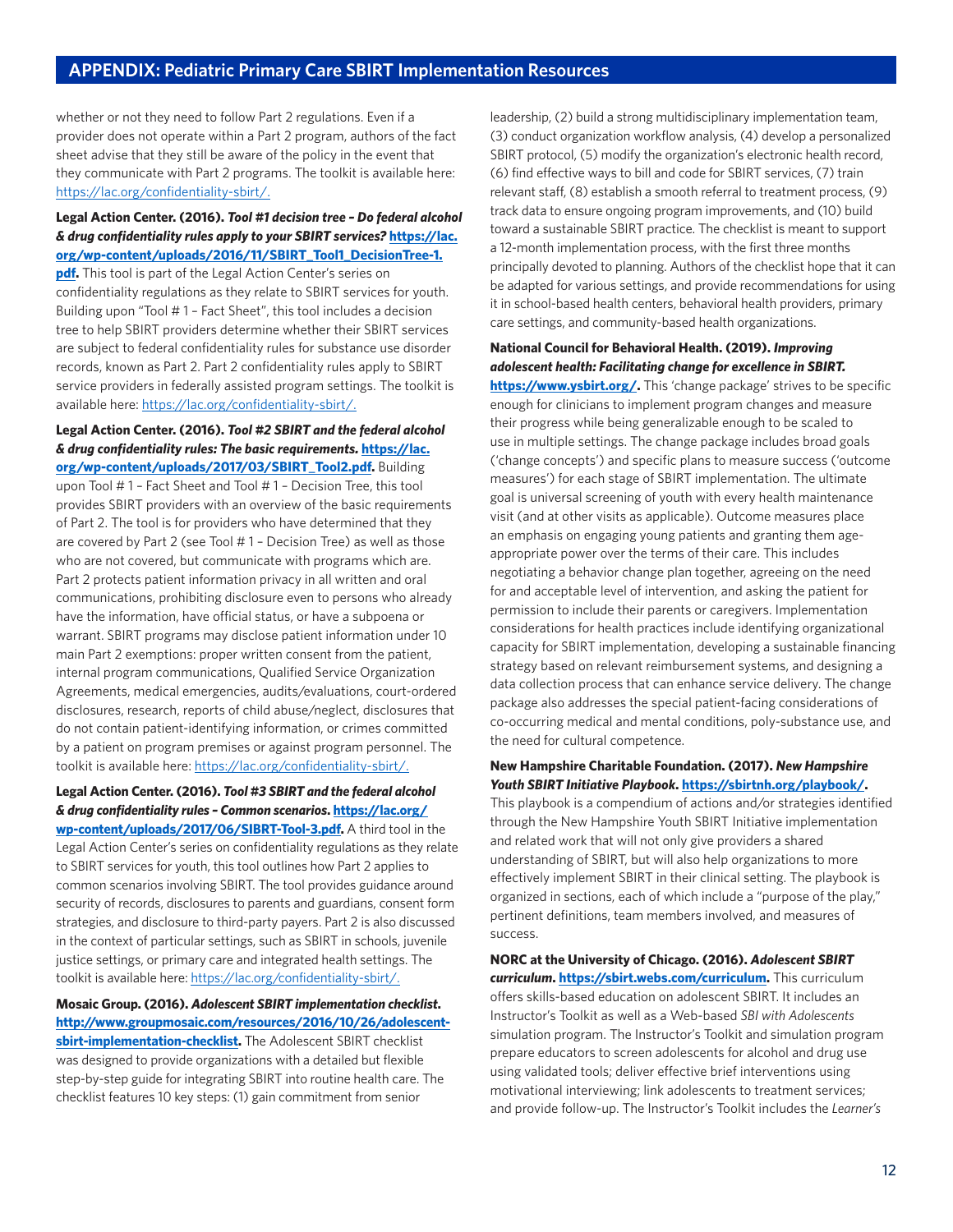whether or not they need to follow Part 2 regulations. Even if a provider does not operate within a Part 2 program, authors of the fact sheet advise that they still be aware of the policy in the event that they communicate with Part 2 programs. The toolkit is available here: https://lac.org/confidentiality-sbirt/.

**Legal Action Center. (2016). *Tool #1 decision tree – Do federal alcohol & drug confidentiality rules apply to your SBIRT services?* https://lac.org/wp-content/uploads/2016/11/SBIRT_Tool1_DecisionTree-1.pdf.** This tool is part of the Legal Action Center's series on confidentiality regulations as they relate to SBIRT services for youth. Building upon "Tool # 1 – Fact Sheet", this tool includes a decision tree to help SBIRT providers determine whether their SBIRT services are subject to federal confidentiality rules for substance use disorder records, known as Part 2. Part 2 confidentiality rules apply to SBIRT service providers in federally assisted program settings. The toolkit is available here: https://lac.org/confidentiality-sbirt/.

**Legal Action Center. (2016). *Tool #2 SBIRT and the federal alcohol & drug confidentiality rules: The basic requirements.* https://lac.org/wp-content/uploads/2017/03/SBIRT_Tool2.pdf.** Building upon Tool # 1 – Fact Sheet and Tool # 1 – Decision Tree, this tool provides SBIRT providers with an overview of the basic requirements of Part 2. The tool is for providers who have determined that they are covered by Part 2 (see Tool # 1 – Decision Tree) as well as those who are not covered, but communicate with programs which are. Part 2 protects patient information privacy in all written and oral communications, prohibiting disclosure even to persons who already have the information, have official status, or have a subpoena or warrant. SBIRT programs may disclose patient information under 10 main Part 2 exemptions: proper written consent from the patient, internal program communications, Qualified Service Organization Agreements, medical emergencies, audits/evaluations, court-ordered disclosures, research, reports of child abuse/neglect, disclosures that do not contain patient-identifying information, or crimes committed by a patient on program premises or against program personnel. The toolkit is available here: https://lac.org/confidentiality-sbirt/.

**Legal Action Center. (2016). *Tool #3 SBIRT and the federal alcohol & drug confidentiality rules – Common scenarios.* https://lac.org/wp-content/uploads/2017/06/SIBRT-Tool-3.pdf.** A third tool in the Legal Action Center's series on confidentiality regulations as they relate to SBIRT services for youth, this tool outlines how Part 2 applies to common scenarios involving SBIRT. The tool provides guidance around security of records, disclosures to parents and guardians, consent form strategies, and disclosure to third-party payers. Part 2 is also discussed in the context of particular settings, such as SBIRT in schools, juvenile justice settings, or primary care and integrated health settings. The toolkit is available here: https://lac.org/confidentiality-sbirt/.

**Mosaic Group. (2016). *Adolescent SBIRT implementation checklist.* http://www.groupmosaic.com/resources/2016/10/26/adolescent-sbirt-implementation-checklist.** The Adolescent SBIRT checklist was designed to provide organizations with a detailed but flexible step-by-step guide for integrating SBIRT into routine health care. The checklist features 10 key steps: (1) gain commitment from senior leadership, (2) build a strong multidisciplinary implementation team, (3) conduct organization workflow analysis, (4) develop a personalized SBIRT protocol, (5) modify the organization's electronic health record, (6) find effective ways to bill and code for SBIRT services, (7) train relevant staff, (8) establish a smooth referral to treatment process, (9) track data to ensure ongoing program improvements, and (10) build toward a sustainable SBIRT practice. The checklist is meant to support a 12-month implementation process, with the first three months principally devoted to planning. Authors of the checklist hope that it can be adapted for various settings, and provide recommendations for using it in school-based health centers, behavioral health providers, primary care settings, and community-based health organizations.

**National Council for Behavioral Health. (2019). *Improving adolescent health: Facilitating change for excellence in SBIRT.* https://www.ysbirt.org/.** This 'change package' strives to be specific enough for clinicians to implement program changes and measure their progress while being generalizable enough to be scaled to use in multiple settings. The change package includes broad goals ('change concepts') and specific plans to measure success ('outcome measures') for each stage of SBIRT implementation. The ultimate goal is universal screening of youth with every health maintenance visit (and at other visits as applicable). Outcome measures place an emphasis on engaging young patients and granting them age-appropriate power over the terms of their care. This includes negotiating a behavior change plan together, agreeing on the need for and acceptable level of intervention, and asking the patient for permission to include their parents or caregivers. Implementation considerations for health practices include identifying organizational capacity for SBIRT implementation, developing a sustainable financing strategy based on relevant reimbursement systems, and designing a data collection process that can enhance service delivery. The change package also addresses the special patient-facing considerations of co-occurring medical and mental conditions, poly-substance use, and the need for cultural competence.

**New Hampshire Charitable Foundation. (2017). *New Hampshire Youth SBIRT Initiative Playbook.* https://sbirtnh.org/playbook/.** This playbook is a compendium of actions and/or strategies identified through the New Hampshire Youth SBIRT Initiative implementation and related work that will not only give providers a shared understanding of SBIRT, but will also help organizations to more effectively implement SBIRT in their clinical setting. The playbook is organized in sections, each of which include a "purpose of the play," pertinent definitions, team members involved, and measures of success.

**NORC at the University of Chicago. (2016). *Adolescent SBIRT curriculum.* https://sbirt.webs.com/curriculum.** This curriculum offers skills-based education on adolescent SBIRT. It includes an Instructor's Toolkit as well as a Web-based *SBI with Adolescents* simulation program. The Instructor's Toolkit and simulation program prepare educators to screen adolescents for alcohol and drug use using validated tools; deliver effective brief interventions using motivational interviewing; link adolescents to treatment services; and provide follow-up. The Instructor's Toolkit includes the *Learner's*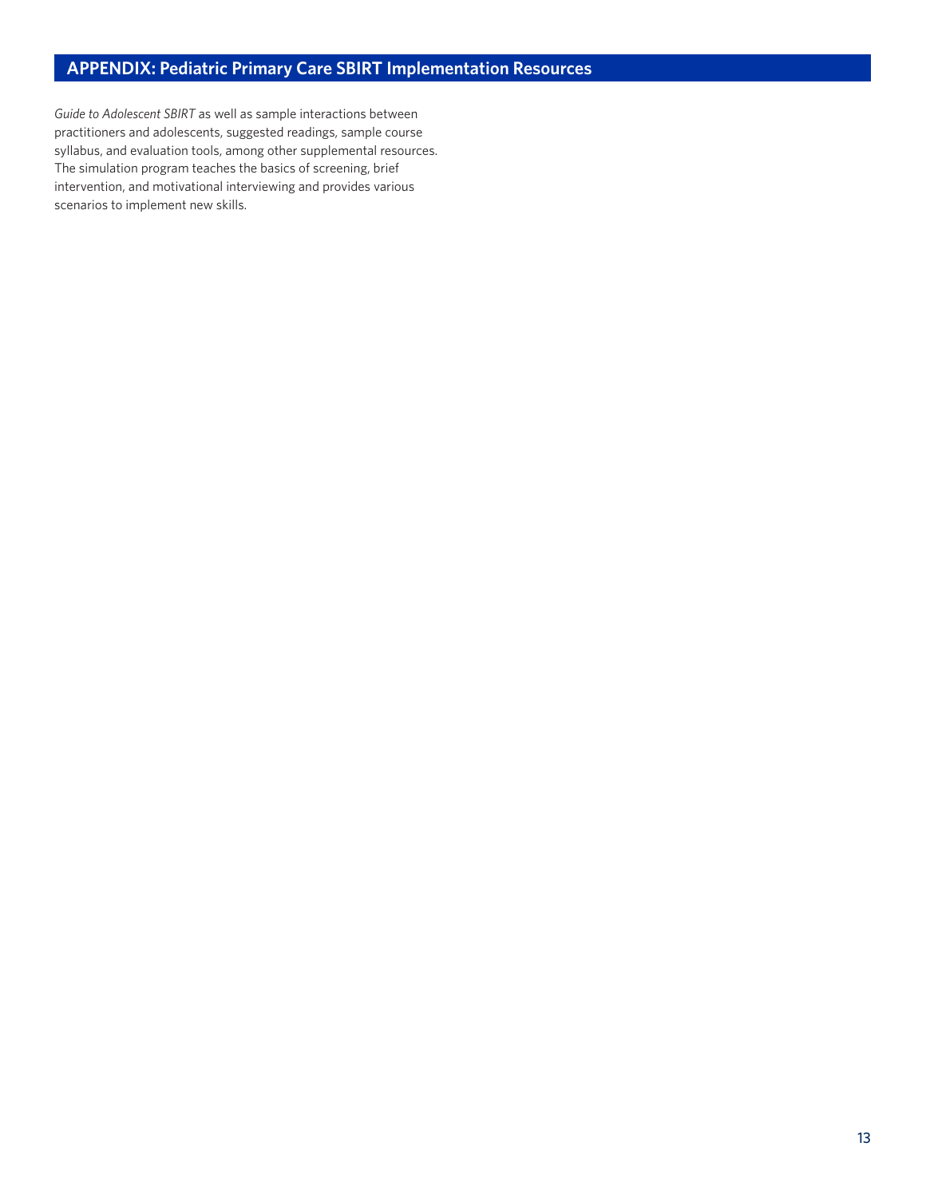## APPENDIX: Pediatric Primary Care SBIRT Implementation Resources

*Guide to Adolescent SBIRT* as well as sample interactions between practitioners and adolescents, suggested readings, sample course syllabus, and evaluation tools, among other supplemental resources. The simulation program teaches the basics of screening, brief intervention, and motivational interviewing and provides various scenarios to implement new skills.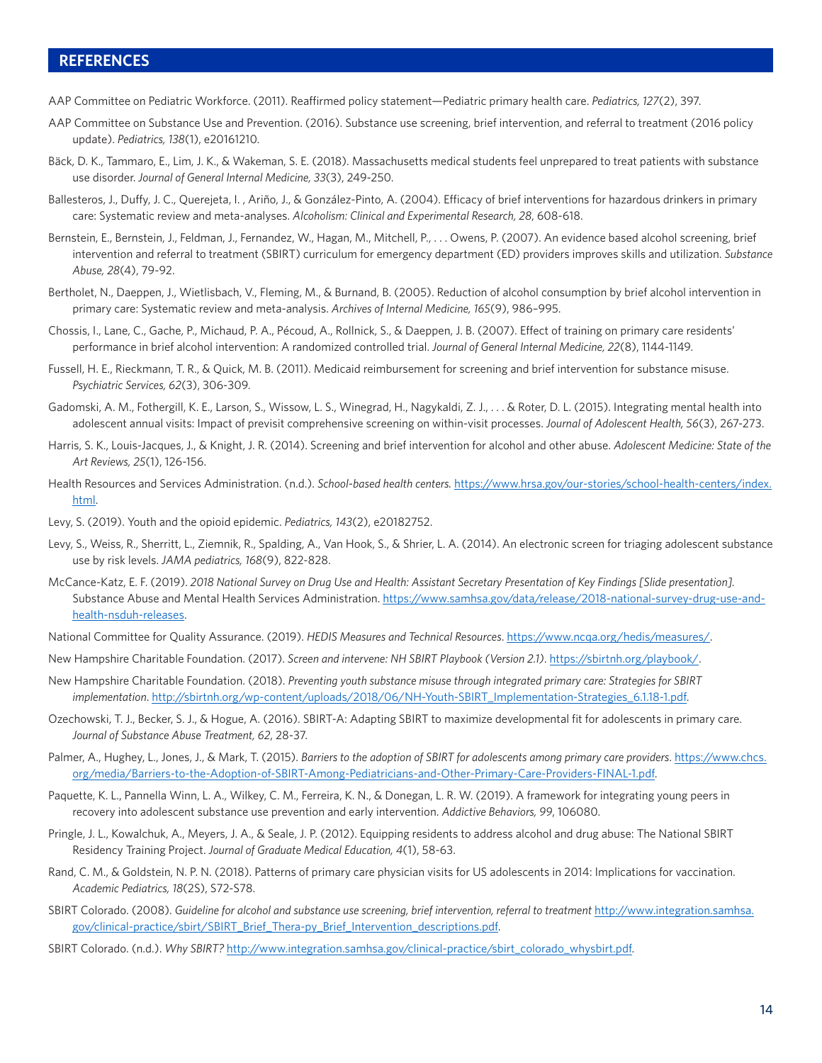## REFERENCES

AAP Committee on Pediatric Workforce. (2011). Reaffirmed policy statement—Pediatric primary health care. *Pediatrics, 127*(2), 397.

AAP Committee on Substance Use and Prevention. (2016). Substance use screening, brief intervention, and referral to treatment (2016 policy update). *Pediatrics, 138*(1), e20161210.

Bäck, D. K., Tammaro, E., Lim, J. K., & Wakeman, S. E. (2018). Massachusetts medical students feel unprepared to treat patients with substance use disorder. *Journal of General Internal Medicine, 33*(3), 249-250.

Ballesteros, J., Duffy, J. C., Querejeta, I. , Ariño, J., & González-Pinto, A. (2004). Efficacy of brief interventions for hazardous drinkers in primary care: Systematic review and meta-analyses. *Alcoholism: Clinical and Experimental Research, 28*, 608-618.

Bernstein, E., Bernstein, J., Feldman, J., Fernandez, W., Hagan, M., Mitchell, P., . . . Owens, P. (2007). An evidence based alcohol screening, brief intervention and referral to treatment (SBIRT) curriculum for emergency department (ED) providers improves skills and utilization. *Substance Abuse, 28*(4), 79-92.

Bertholet, N., Daeppen, J., Wietlisbach, V., Fleming, M., & Burnand, B. (2005). Reduction of alcohol consumption by brief alcohol intervention in primary care: Systematic review and meta-analysis. *Archives of Internal Medicine, 165*(9), 986–995.

Chossis, I., Lane, C., Gache, P., Michaud, P. A., Pécoud, A., Rollnick, S., & Daeppen, J. B. (2007). Effect of training on primary care residents' performance in brief alcohol intervention: A randomized controlled trial. *Journal of General Internal Medicine, 22*(8), 1144-1149.

Fussell, H. E., Rieckmann, T. R., & Quick, M. B. (2011). Medicaid reimbursement for screening and brief intervention for substance misuse. *Psychiatric Services, 62*(3), 306-309.

Gadomski, A. M., Fothergill, K. E., Larson, S., Wissow, L. S., Winegrad, H., Nagykaldi, Z. J., . . . & Roter, D. L. (2015). Integrating mental health into adolescent annual visits: Impact of previsit comprehensive screening on within-visit processes. *Journal of Adolescent Health, 56*(3), 267-273.

Harris, S. K., Louis-Jacques, J., & Knight, J. R. (2014). Screening and brief intervention for alcohol and other abuse. *Adolescent Medicine: State of the Art Reviews, 25*(1), 126-156.

Health Resources and Services Administration. (n.d.). *School-based health centers.* https://www.hrsa.gov/our-stories/school-health-centers/index.html.

Levy, S. (2019). Youth and the opioid epidemic. *Pediatrics, 143*(2), e20182752.

Levy, S., Weiss, R., Sherritt, L., Ziemnik, R., Spalding, A., Van Hook, S., & Shrier, L. A. (2014). An electronic screen for triaging adolescent substance use by risk levels. *JAMA pediatrics, 168*(9), 822-828.

McCance-Katz, E. F. (2019). *2018 National Survey on Drug Use and Health: Assistant Secretary Presentation of Key Findings [Slide presentation].* Substance Abuse and Mental Health Services Administration. https://www.samhsa.gov/data/release/2018-national-survey-drug-use-and-health-nsduh-releases.

National Committee for Quality Assurance. (2019). *HEDIS Measures and Technical Resources*. https://www.ncqa.org/hedis/measures/.

New Hampshire Charitable Foundation. (2017). *Screen and intervene: NH SBIRT Playbook (Version 2.1)*. https://sbirtnh.org/playbook/.

New Hampshire Charitable Foundation. (2018). *Preventing youth substance misuse through integrated primary care: Strategies for SBIRT implementation*. http://sbirtnh.org/wp-content/uploads/2018/06/NH-Youth-SBIRT_Implementation-Strategies_6.1.18-1.pdf.

Ozechowski, T. J., Becker, S. J., & Hogue, A. (2016). SBIRT-A: Adapting SBIRT to maximize developmental fit for adolescents in primary care. *Journal of Substance Abuse Treatment, 62*, 28-37.

Palmer, A., Hughey, L., Jones, J., & Mark, T. (2015). *Barriers to the adoption of SBIRT for adolescents among primary care providers*. https://www.chcs.org/media/Barriers-to-the-Adoption-of-SBIRT-Among-Pediatricians-and-Other-Primary-Care-Providers-FINAL-1.pdf.

Paquette, K. L., Pannella Winn, L. A., Wilkey, C. M., Ferreira, K. N., & Donegan, L. R. W. (2019). A framework for integrating young peers in recovery into adolescent substance use prevention and early intervention. *Addictive Behaviors, 99*, 106080.

Pringle, J. L., Kowalchuk, A., Meyers, J. A., & Seale, J. P. (2012). Equipping residents to address alcohol and drug abuse: The National SBIRT Residency Training Project. *Journal of Graduate Medical Education, 4*(1), 58-63.

Rand, C. M., & Goldstein, N. P. N. (2018). Patterns of primary care physician visits for US adolescents in 2014: Implications for vaccination. *Academic Pediatrics, 18*(2S), S72-S78.

SBIRT Colorado. (2008). *Guideline for alcohol and substance use screening, brief intervention, referral to treatment* http://www.integration.samhsa.gov/clinical-practice/sbirt/SBIRT_Brief_Thera-py_Brief_Intervention_descriptions.pdf.

SBIRT Colorado. (n.d.). *Why SBIRT?* http://www.integration.samhsa.gov/clinical-practice/sbirt_colorado_whysbirt.pdf.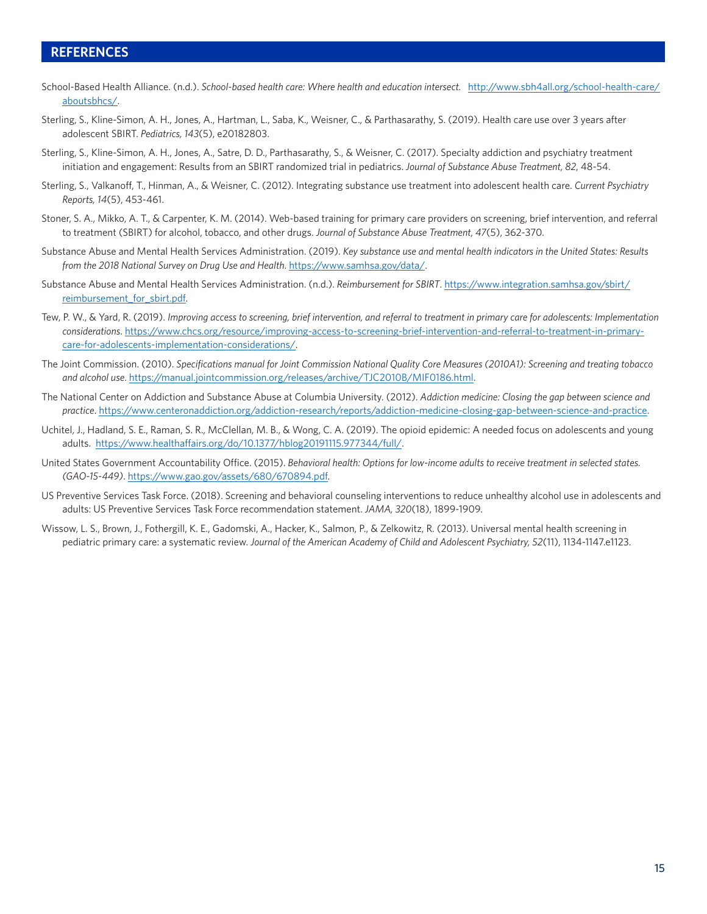## REFERENCES

School-Based Health Alliance. (n.d.). *School-based health care: Where health and education intersect.* http://www.sbh4all.org/school-health-care/aboutsbhcs/.

Sterling, S., Kline-Simon, A. H., Jones, A., Hartman, L., Saba, K., Weisner, C., & Parthasarathy, S. (2019). Health care use over 3 years after adolescent SBIRT. *Pediatrics, 143*(5), e20182803.

Sterling, S., Kline-Simon, A. H., Jones, A., Satre, D. D., Parthasarathy, S., & Weisner, C. (2017). Specialty addiction and psychiatry treatment initiation and engagement: Results from an SBIRT randomized trial in pediatrics. *Journal of Substance Abuse Treatment, 82*, 48-54.

Sterling, S., Valkanoff, T., Hinman, A., & Weisner, C. (2012). Integrating substance use treatment into adolescent health care. *Current Psychiatry Reports, 14*(5), 453-461.

Stoner, S. A., Mikko, A. T., & Carpenter, K. M. (2014). Web-based training for primary care providers on screening, brief intervention, and referral to treatment (SBIRT) for alcohol, tobacco, and other drugs. *Journal of Substance Abuse Treatment, 47*(5), 362-370.

Substance Abuse and Mental Health Services Administration. (2019). *Key substance use and mental health indicators in the United States: Results from the 2018 National Survey on Drug Use and Health.* https://www.samhsa.gov/data/.

Substance Abuse and Mental Health Services Administration. (n.d.). *Reimbursement for SBIRT*. https://www.integration.samhsa.gov/sbirt/reimbursement_for_sbirt.pdf.

Tew, P. W., & Yard, R. (2019). *Improving access to screening, brief intervention, and referral to treatment in primary care for adolescents: Implementation considerations*. https://www.chcs.org/resource/improving-access-to-screening-brief-intervention-and-referral-to-treatment-in-primary-care-for-adolescents-implementation-considerations/.

The Joint Commission. (2010). *Specifications manual for Joint Commission National Quality Core Measures (2010A1): Screening and treating tobacco and alcohol use*. https://manual.jointcommission.org/releases/archive/TJC2010B/MIF0186.html.

The National Center on Addiction and Substance Abuse at Columbia University. (2012). *Addiction medicine: Closing the gap between science and practice*. https://www.centeronaddiction.org/addiction-research/reports/addiction-medicine-closing-gap-between-science-and-practice.

Uchitel, J., Hadland, S. E., Raman, S. R., McClellan, M. B., & Wong, C. A. (2019). The opioid epidemic: A needed focus on adolescents and young adults. https://www.healthaffairs.org/do/10.1377/hblog20191115.977344/full/.

United States Government Accountability Office. (2015). *Behavioral health: Options for low-income adults to receive treatment in selected states. (GAO-15-449)*. https://www.gao.gov/assets/680/670894.pdf.

US Preventive Services Task Force. (2018). Screening and behavioral counseling interventions to reduce unhealthy alcohol use in adolescents and adults: US Preventive Services Task Force recommendation statement. *JAMA, 320*(18), 1899-1909.

Wissow, L. S., Brown, J., Fothergill, K. E., Gadomski, A., Hacker, K., Salmon, P., & Zelkowitz, R. (2013). Universal mental health screening in pediatric primary care: a systematic review. *Journal of the American Academy of Child and Adolescent Psychiatry, 52*(11), 1134-1147.e1123.